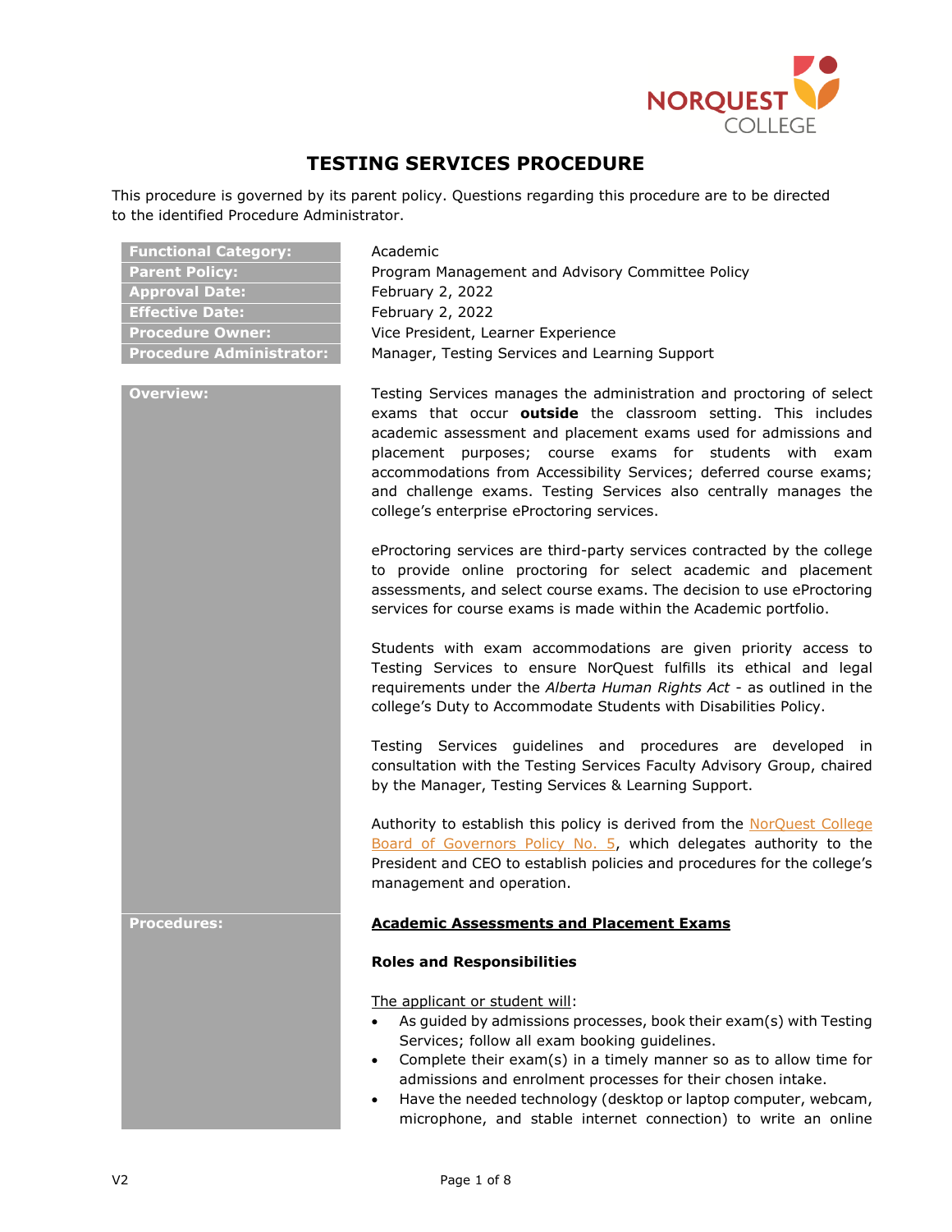# TESTING SERVICES PROCEDURE

This procedure is governed by its parent policy. Questions regarding this procedure are to be directed to the identified Procedure Administrator.

| | |
|---|---|
| **Functional Category:** | Academic |
| **Parent Policy:** | Program Management and Advisory Committee Policy |
| **Approval Date:** | February 2, 2022 |
| **Effective Date:** | February 2, 2022 |
| **Procedure Owner:** | Vice President, Learner Experience |
| **Procedure Administrator:** | Manager, Testing Services and Learning Support |

**Overview:**

Testing Services manages the administration and proctoring of select exams that occur **outside** the classroom setting. This includes academic assessment and placement exams used for admissions and placement purposes; course exams for students with exam accommodations from Accessibility Services; deferred course exams; and challenge exams. Testing Services also centrally manages the college's enterprise eProctoring services.

eProctoring services are third-party services contracted by the college to provide online proctoring for select academic and placement assessments, and select course exams. The decision to use eProctoring services for course exams is made within the Academic portfolio.

Students with exam accommodations are given priority access to Testing Services to ensure NorQuest fulfills its ethical and legal requirements under the *Alberta Human Rights Act* - as outlined in the college's Duty to Accommodate Students with Disabilities Policy.

Testing Services guidelines and procedures are developed in consultation with the Testing Services Faculty Advisory Group, chaired by the Manager, Testing Services & Learning Support.

Authority to establish this policy is derived from the NorQuest College Board of Governors Policy No. 5, which delegates authority to the President and CEO to establish policies and procedures for the college's management and operation.

**Procedures:**

## Academic Assessments and Placement Exams

### Roles and Responsibilities

The applicant or student will:

- As guided by admissions processes, book their exam(s) with Testing Services; follow all exam booking guidelines.
- Complete their exam(s) in a timely manner so as to allow time for admissions and enrolment processes for their chosen intake.
- Have the needed technology (desktop or laptop computer, webcam, microphone, and stable internet connection) to write an online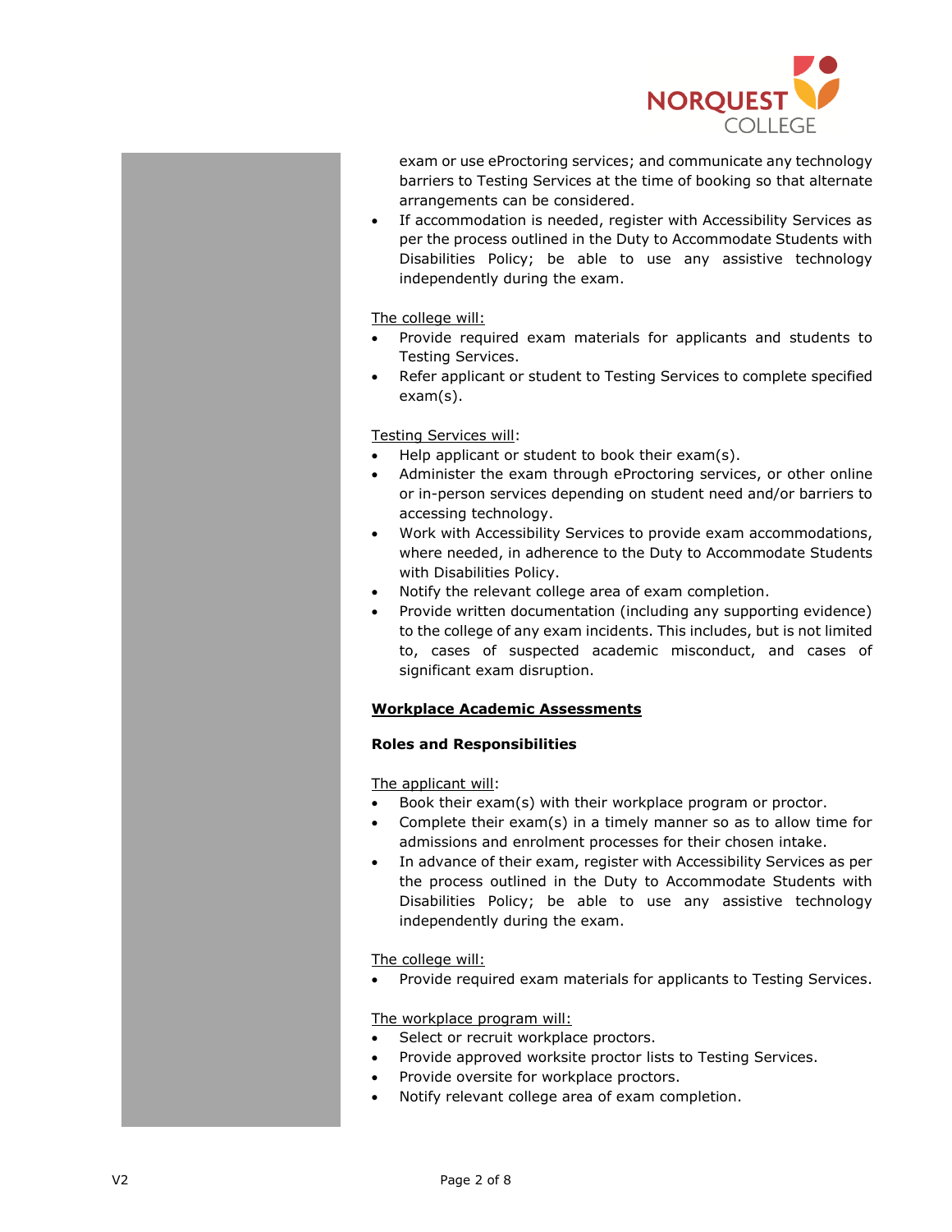exam or use eProctoring services; and communicate any technology barriers to Testing Services at the time of booking so that alternate arrangements can be considered.

- If accommodation is needed, register with Accessibility Services as per the process outlined in the Duty to Accommodate Students with Disabilities Policy; be able to use any assistive technology independently during the exam.

<u>The college will:</u>

- Provide required exam materials for applicants and students to Testing Services.
- Refer applicant or student to Testing Services to complete specified exam(s).

<u>Testing Services will</u>:

- Help applicant or student to book their exam(s).
- Administer the exam through eProctoring services, or other online or in-person services depending on student need and/or barriers to accessing technology.
- Work with Accessibility Services to provide exam accommodations, where needed, in adherence to the Duty to Accommodate Students with Disabilities Policy.
- Notify the relevant college area of exam completion.
- Provide written documentation (including any supporting evidence) to the college of any exam incidents. This includes, but is not limited to, cases of suspected academic misconduct, and cases of significant exam disruption.

## <u>Workplace Academic Assessments</u>

### Roles and Responsibilities

<u>The applicant will</u>:

- Book their exam(s) with their workplace program or proctor.
- Complete their exam(s) in a timely manner so as to allow time for admissions and enrolment processes for their chosen intake.
- In advance of their exam, register with Accessibility Services as per the process outlined in the Duty to Accommodate Students with Disabilities Policy; be able to use any assistive technology independently during the exam.

<u>The college will:</u>

- Provide required exam materials for applicants to Testing Services.

<u>The workplace program will:</u>

- Select or recruit workplace proctors.
- Provide approved worksite proctor lists to Testing Services.
- Provide oversite for workplace proctors.
- Notify relevant college area of exam completion.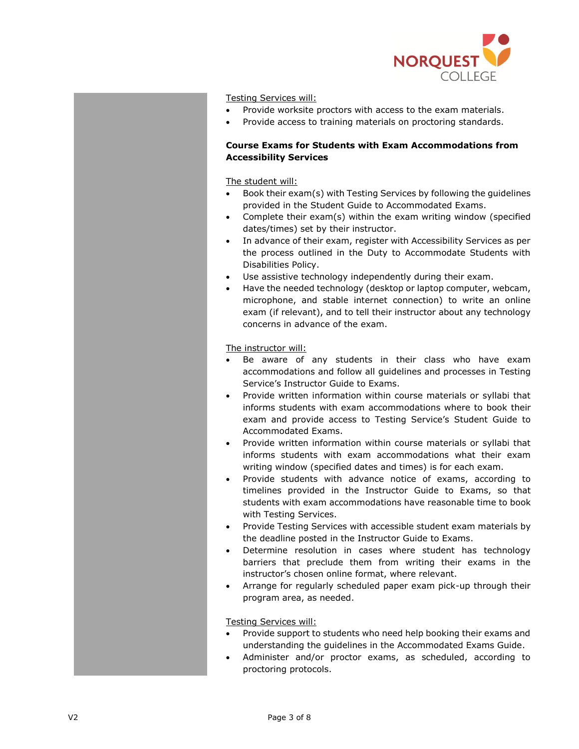Testing Services will:

- Provide worksite proctors with access to the exam materials.
- Provide access to training materials on proctoring standards.

**Course Exams for Students with Exam Accommodations from Accessibility Services**

The student will:

- Book their exam(s) with Testing Services by following the guidelines provided in the Student Guide to Accommodated Exams.
- Complete their exam(s) within the exam writing window (specified dates/times) set by their instructor.
- In advance of their exam, register with Accessibility Services as per the process outlined in the Duty to Accommodate Students with Disabilities Policy.
- Use assistive technology independently during their exam.
- Have the needed technology (desktop or laptop computer, webcam, microphone, and stable internet connection) to write an online exam (if relevant), and to tell their instructor about any technology concerns in advance of the exam.

The instructor will:

- Be aware of any students in their class who have exam accommodations and follow all guidelines and processes in Testing Service's Instructor Guide to Exams.
- Provide written information within course materials or syllabi that informs students with exam accommodations where to book their exam and provide access to Testing Service's Student Guide to Accommodated Exams.
- Provide written information within course materials or syllabi that informs students with exam accommodations what their exam writing window (specified dates and times) is for each exam.
- Provide students with advance notice of exams, according to timelines provided in the Instructor Guide to Exams, so that students with exam accommodations have reasonable time to book with Testing Services.
- Provide Testing Services with accessible student exam materials by the deadline posted in the Instructor Guide to Exams.
- Determine resolution in cases where student has technology barriers that preclude them from writing their exams in the instructor's chosen online format, where relevant.
- Arrange for regularly scheduled paper exam pick-up through their program area, as needed.

Testing Services will:

- Provide support to students who need help booking their exams and understanding the guidelines in the Accommodated Exams Guide.
- Administer and/or proctor exams, as scheduled, according to proctoring protocols.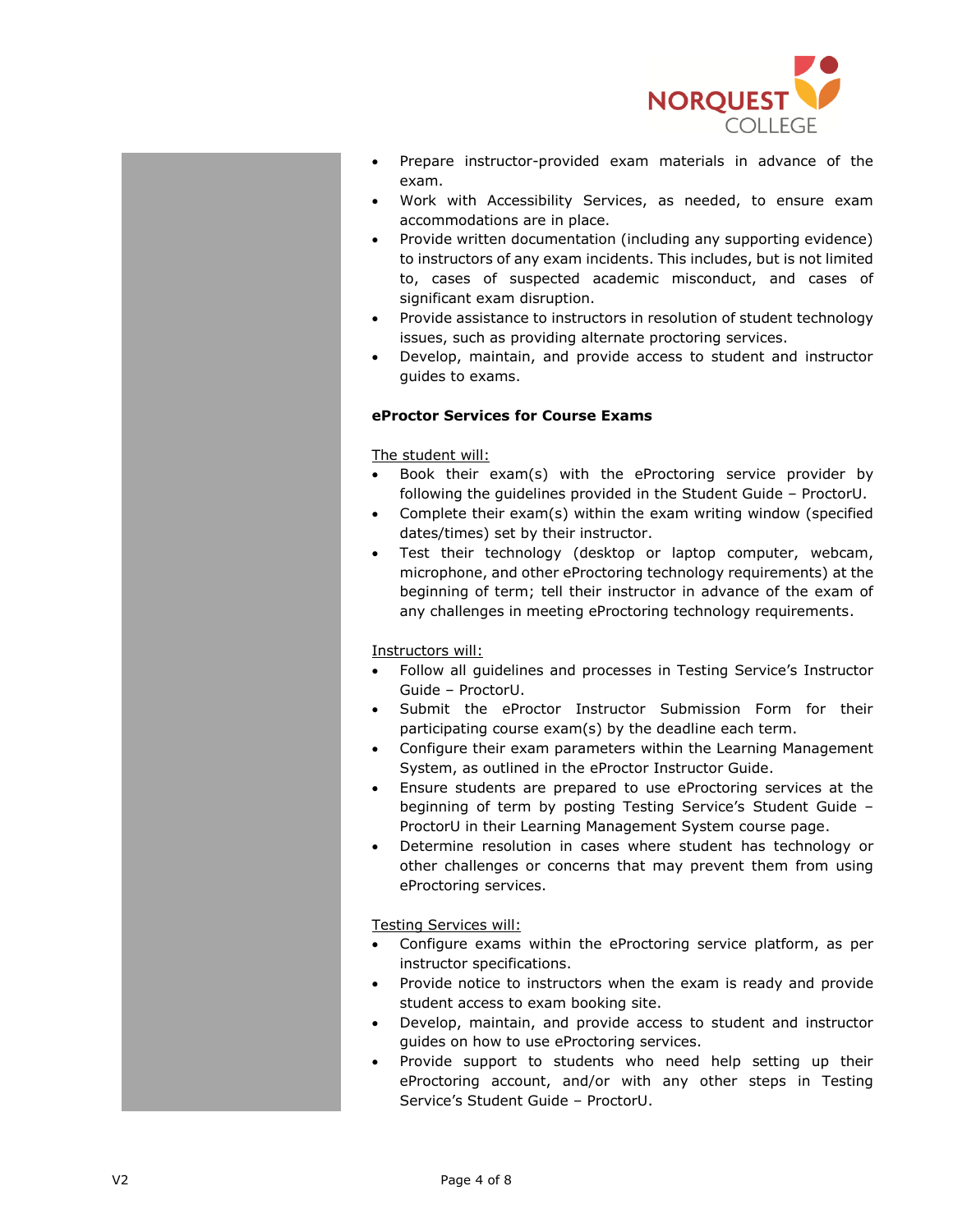- Prepare instructor-provided exam materials in advance of the exam.
- Work with Accessibility Services, as needed, to ensure exam accommodations are in place.
- Provide written documentation (including any supporting evidence) to instructors of any exam incidents. This includes, but is not limited to, cases of suspected academic misconduct, and cases of significant exam disruption.
- Provide assistance to instructors in resolution of student technology issues, such as providing alternate proctoring services.
- Develop, maintain, and provide access to student and instructor guides to exams.

**eProctor Services for Course Exams**

<u>The student will:</u>

- Book their exam(s) with the eProctoring service provider by following the guidelines provided in the Student Guide – ProctorU.
- Complete their exam(s) within the exam writing window (specified dates/times) set by their instructor.
- Test their technology (desktop or laptop computer, webcam, microphone, and other eProctoring technology requirements) at the beginning of term; tell their instructor in advance of the exam of any challenges in meeting eProctoring technology requirements.

<u>Instructors will:</u>

- Follow all guidelines and processes in Testing Service's Instructor Guide – ProctorU.
- Submit the eProctor Instructor Submission Form for their participating course exam(s) by the deadline each term.
- Configure their exam parameters within the Learning Management System, as outlined in the eProctor Instructor Guide.
- Ensure students are prepared to use eProctoring services at the beginning of term by posting Testing Service's Student Guide – ProctorU in their Learning Management System course page.
- Determine resolution in cases where student has technology or other challenges or concerns that may prevent them from using eProctoring services.

<u>Testing Services will:</u>

- Configure exams within the eProctoring service platform, as per instructor specifications.
- Provide notice to instructors when the exam is ready and provide student access to exam booking site.
- Develop, maintain, and provide access to student and instructor guides on how to use eProctoring services.
- Provide support to students who need help setting up their eProctoring account, and/or with any other steps in Testing Service's Student Guide – ProctorU.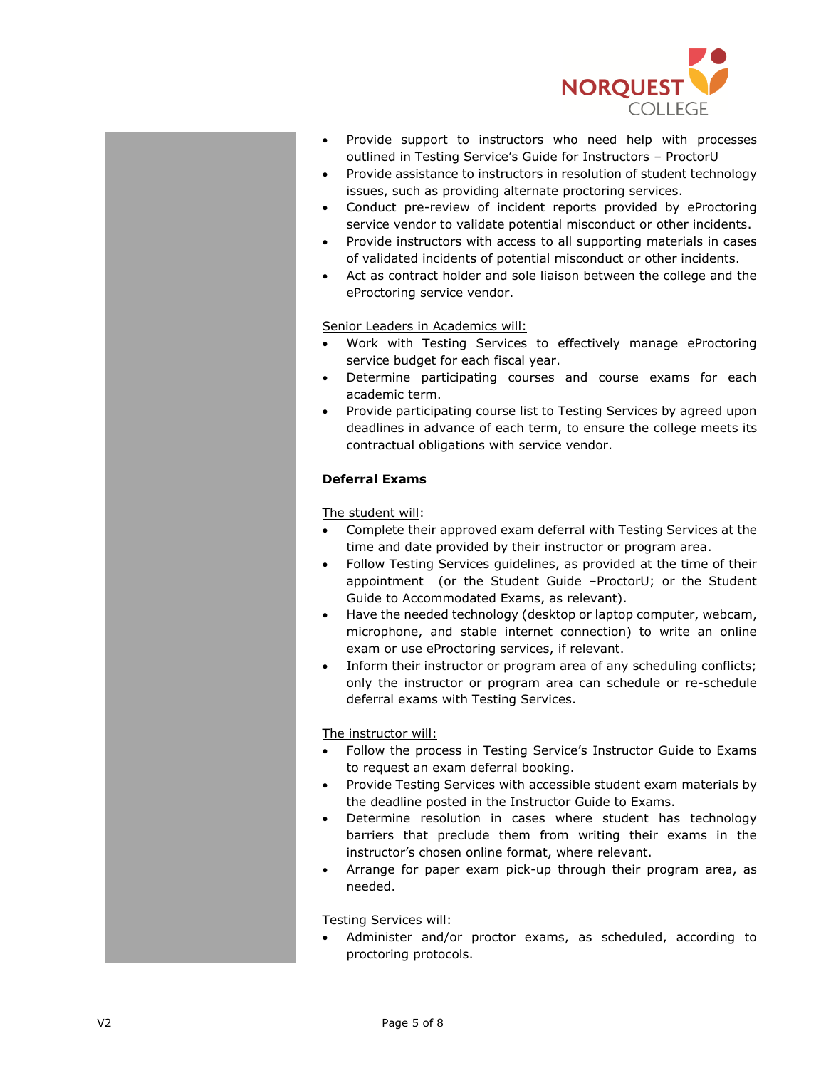- Provide support to instructors who need help with processes outlined in Testing Service's Guide for Instructors – ProctorU
- Provide assistance to instructors in resolution of student technology issues, such as providing alternate proctoring services.
- Conduct pre-review of incident reports provided by eProctoring service vendor to validate potential misconduct or other incidents.
- Provide instructors with access to all supporting materials in cases of validated incidents of potential misconduct or other incidents.
- Act as contract holder and sole liaison between the college and the eProctoring service vendor.

Senior Leaders in Academics will:

- Work with Testing Services to effectively manage eProctoring service budget for each fiscal year.
- Determine participating courses and course exams for each academic term.
- Provide participating course list to Testing Services by agreed upon deadlines in advance of each term, to ensure the college meets its contractual obligations with service vendor.

**Deferral Exams**

The student will:

- Complete their approved exam deferral with Testing Services at the time and date provided by their instructor or program area.
- Follow Testing Services guidelines, as provided at the time of their appointment (or the Student Guide –ProctorU; or the Student Guide to Accommodated Exams, as relevant).
- Have the needed technology (desktop or laptop computer, webcam, microphone, and stable internet connection) to write an online exam or use eProctoring services, if relevant.
- Inform their instructor or program area of any scheduling conflicts; only the instructor or program area can schedule or re-schedule deferral exams with Testing Services.

The instructor will:

- Follow the process in Testing Service's Instructor Guide to Exams to request an exam deferral booking.
- Provide Testing Services with accessible student exam materials by the deadline posted in the Instructor Guide to Exams.
- Determine resolution in cases where student has technology barriers that preclude them from writing their exams in the instructor's chosen online format, where relevant.
- Arrange for paper exam pick-up through their program area, as needed.

Testing Services will:

- Administer and/or proctor exams, as scheduled, according to proctoring protocols.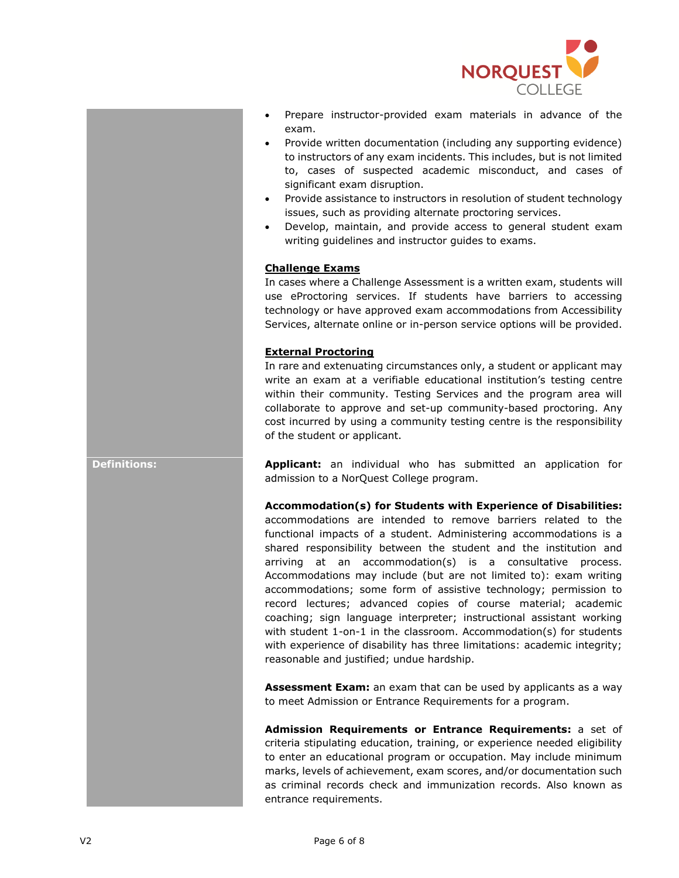- Prepare instructor-provided exam materials in advance of the exam.
- Provide written documentation (including any supporting evidence) to instructors of any exam incidents. This includes, but is not limited to, cases of suspected academic misconduct, and cases of significant exam disruption.
- Provide assistance to instructors in resolution of student technology issues, such as providing alternate proctoring services.
- Develop, maintain, and provide access to general student exam writing guidelines and instructor guides to exams.

**Challenge Exams**

In cases where a Challenge Assessment is a written exam, students will use eProctoring services. If students have barriers to accessing technology or have approved exam accommodations from Accessibility Services, alternate online or in-person service options will be provided.

**External Proctoring**

In rare and extenuating circumstances only, a student or applicant may write an exam at a verifiable educational institution's testing centre within their community. Testing Services and the program area will collaborate to approve and set-up community-based proctoring. Any cost incurred by using a community testing centre is the responsibility of the student or applicant.

## Definitions:

**Applicant:** an individual who has submitted an application for admission to a NorQuest College program.

**Accommodation(s) for Students with Experience of Disabilities:** accommodations are intended to remove barriers related to the functional impacts of a student. Administering accommodations is a shared responsibility between the student and the institution and arriving at an accommodation(s) is a consultative process. Accommodations may include (but are not limited to): exam writing accommodations; some form of assistive technology; permission to record lectures; advanced copies of course material; academic coaching; sign language interpreter; instructional assistant working with student 1-on-1 in the classroom. Accommodation(s) for students with experience of disability has three limitations: academic integrity; reasonable and justified; undue hardship.

**Assessment Exam:** an exam that can be used by applicants as a way to meet Admission or Entrance Requirements for a program.

**Admission Requirements or Entrance Requirements:** a set of criteria stipulating education, training, or experience needed eligibility to enter an educational program or occupation. May include minimum marks, levels of achievement, exam scores, and/or documentation such as criminal records check and immunization records. Also known as entrance requirements.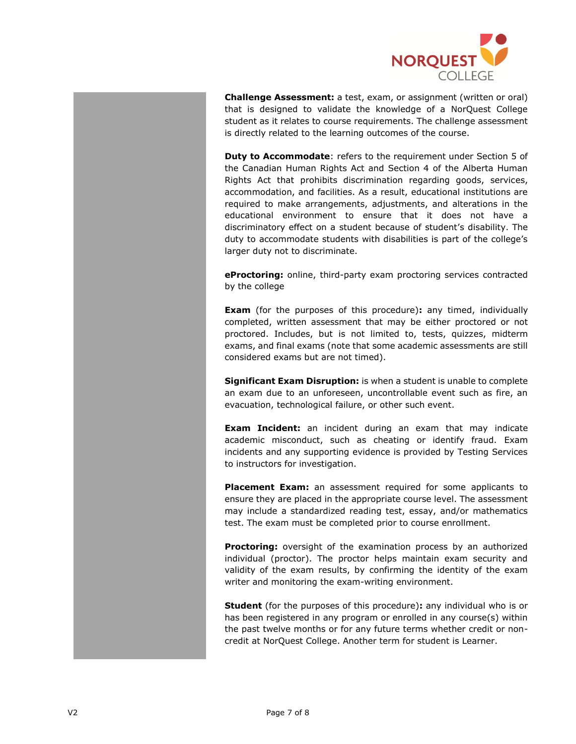**Challenge Assessment:** a test, exam, or assignment (written or oral) that is designed to validate the knowledge of a NorQuest College student as it relates to course requirements. The challenge assessment is directly related to the learning outcomes of the course.

**Duty to Accommodate**: refers to the requirement under Section 5 of the Canadian Human Rights Act and Section 4 of the Alberta Human Rights Act that prohibits discrimination regarding goods, services, accommodation, and facilities. As a result, educational institutions are required to make arrangements, adjustments, and alterations in the educational environment to ensure that it does not have a discriminatory effect on a student because of student's disability. The duty to accommodate students with disabilities is part of the college's larger duty not to discriminate.

**eProctoring:** online, third-party exam proctoring services contracted by the college

**Exam** (for the purposes of this procedure)**:** any timed, individually completed, written assessment that may be either proctored or not proctored. Includes, but is not limited to, tests, quizzes, midterm exams, and final exams (note that some academic assessments are still considered exams but are not timed).

**Significant Exam Disruption:** is when a student is unable to complete an exam due to an unforeseen, uncontrollable event such as fire, an evacuation, technological failure, or other such event.

**Exam Incident:** an incident during an exam that may indicate academic misconduct, such as cheating or identify fraud. Exam incidents and any supporting evidence is provided by Testing Services to instructors for investigation.

**Placement Exam:** an assessment required for some applicants to ensure they are placed in the appropriate course level. The assessment may include a standardized reading test, essay, and/or mathematics test. The exam must be completed prior to course enrollment.

**Proctoring:** oversight of the examination process by an authorized individual (proctor). The proctor helps maintain exam security and validity of the exam results, by confirming the identity of the exam writer and monitoring the exam-writing environment.

**Student** (for the purposes of this procedure)**:** any individual who is or has been registered in any program or enrolled in any course(s) within the past twelve months or for any future terms whether credit or non-credit at NorQuest College. Another term for student is Learner.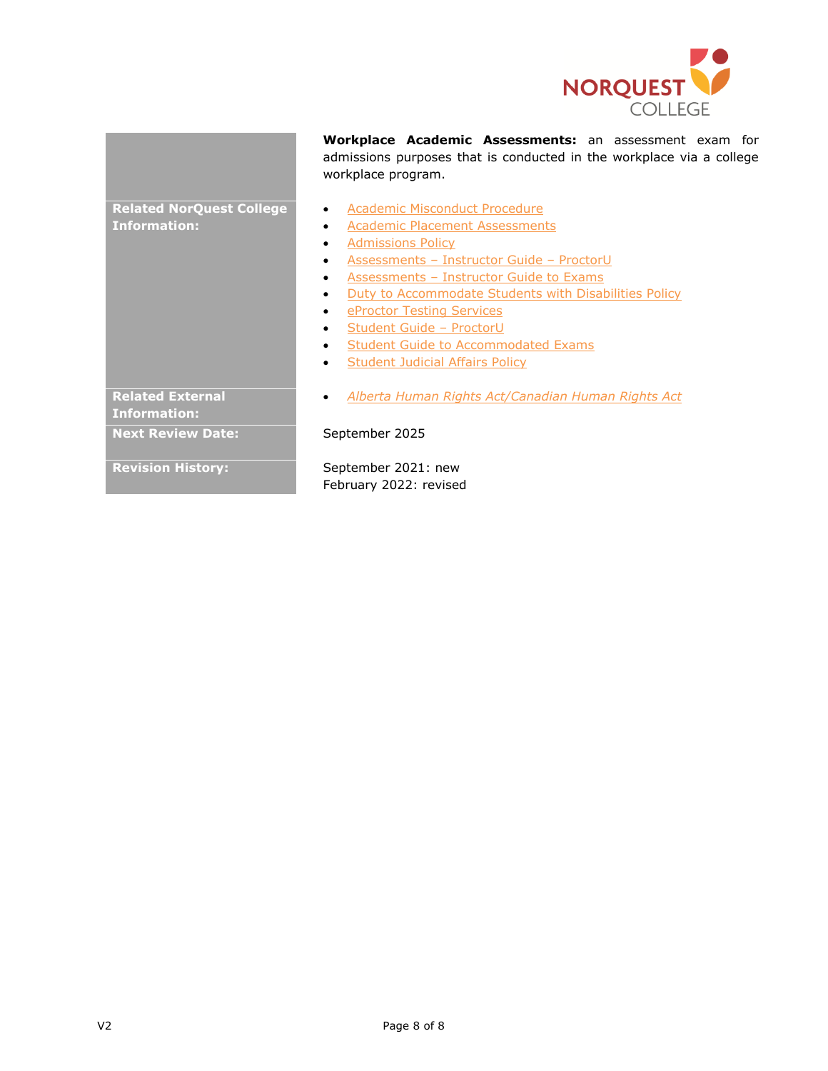| | |
|---|---|
| | **Workplace Academic Assessments:** an assessment exam for admissions purposes that is conducted in the workplace via a college workplace program. |
| **Related NorQuest College Information:** | • Academic Misconduct Procedure<br>• Academic Placement Assessments<br>• Admissions Policy<br>• Assessments – Instructor Guide – ProctorU<br>• Assessments – Instructor Guide to Exams<br>• Duty to Accommodate Students with Disabilities Policy<br>• eProctor Testing Services<br>• Student Guide – ProctorU<br>• Student Guide to Accommodated Exams<br>• Student Judicial Affairs Policy |
| **Related External Information:** | • *Alberta Human Rights Act/Canadian Human Rights Act* |
| **Next Review Date:** | September 2025 |
| **Revision History:** | September 2021: new<br>February 2022: revised |